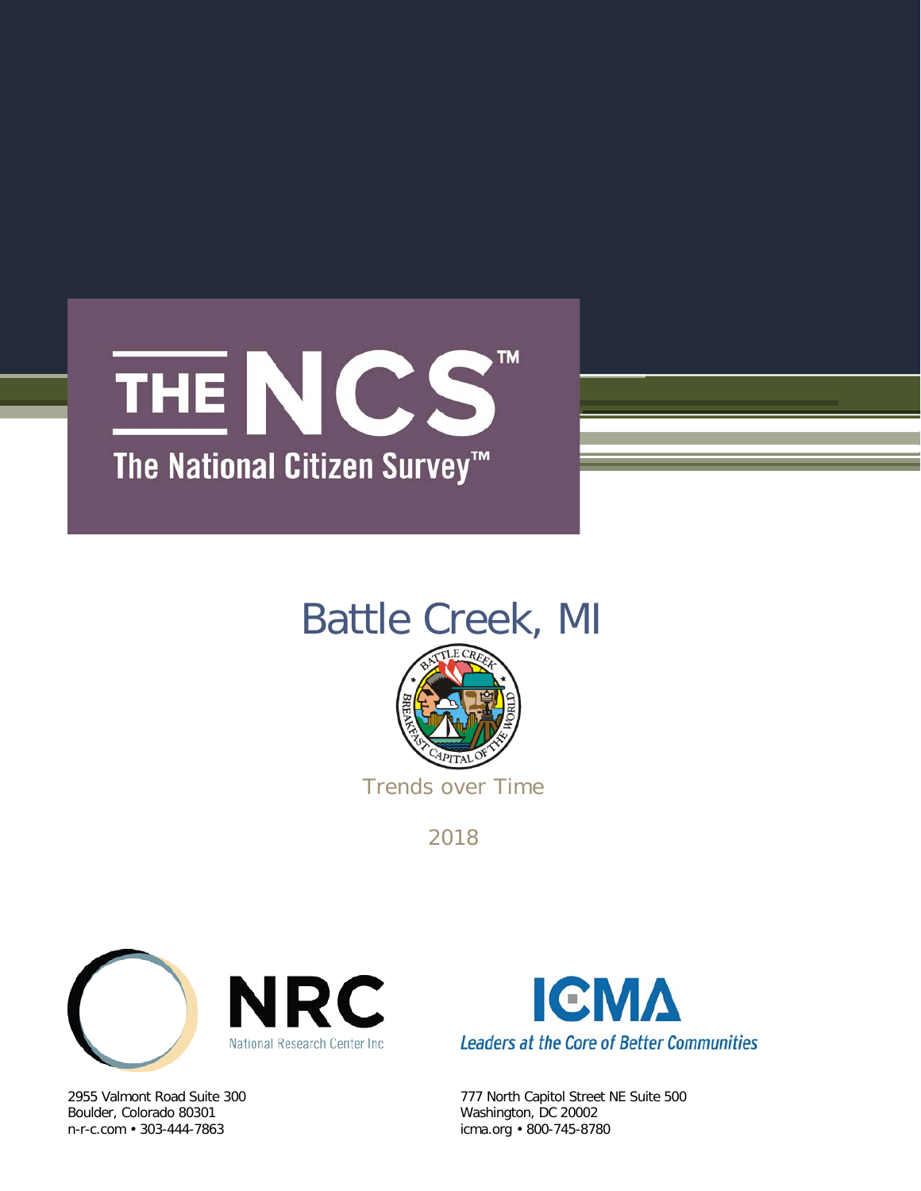# THE NCS™

## The National Citizen Survey™

# Battle Creek, MI

Trends over Time

2018

NRC
National Research Center Inc

2955 Valmont Road Suite 300
Boulder, Colorado 80301
n-r-c.com • 303-444-7863

ICMA
*Leaders at the Core of Better Communities*

777 North Capitol Street NE Suite 500
Washington, DC 20002
icma.org • 800-745-8780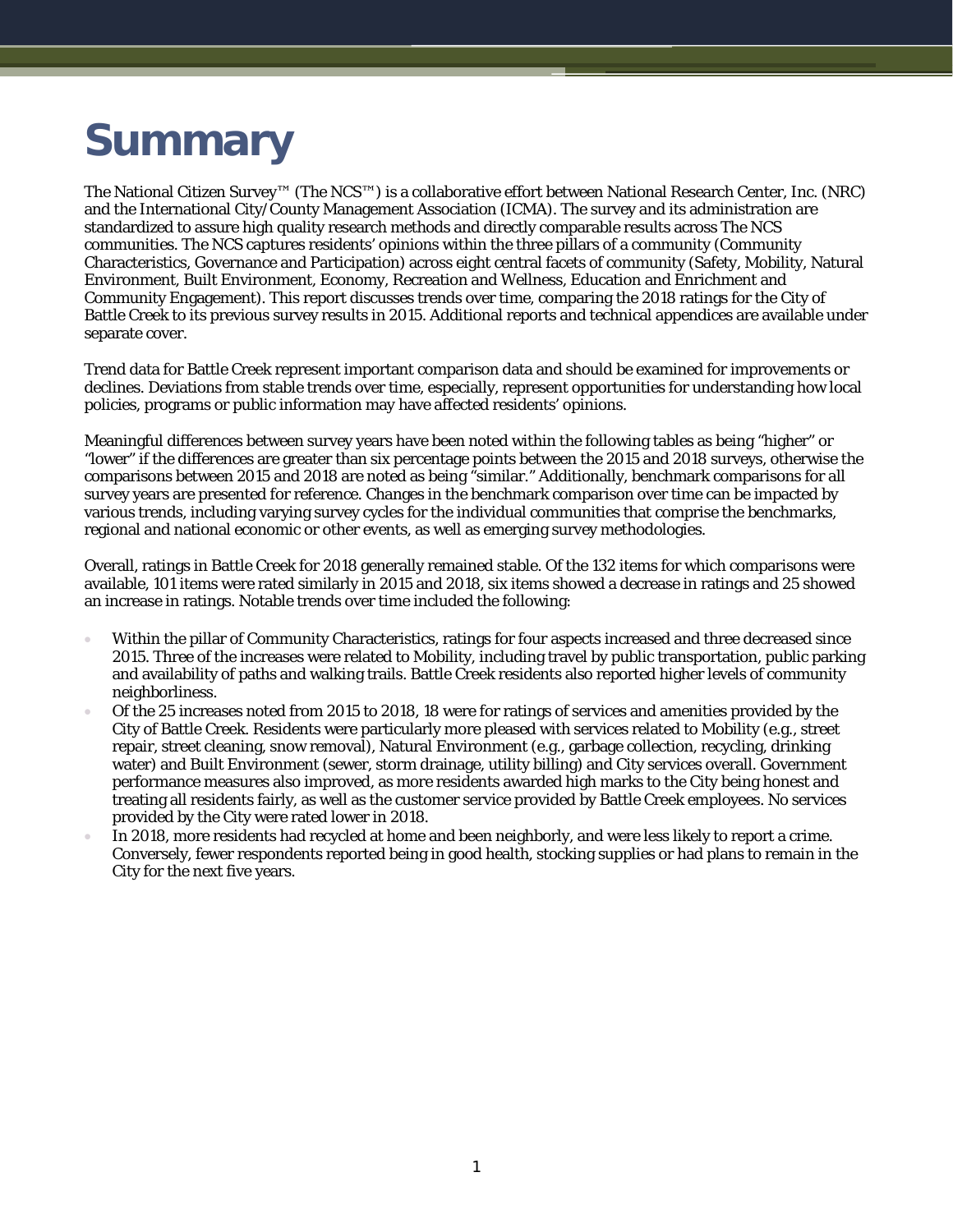# Summary

The National Citizen Survey™ (The NCS™) is a collaborative effort between National Research Center, Inc. (NRC) and the International City/County Management Association (ICMA). The survey and its administration are standardized to assure high quality research methods and directly comparable results across The NCS communities. The NCS captures residents' opinions within the three pillars of a community (Community Characteristics, Governance and Participation) across eight central facets of community (Safety, Mobility, Natural Environment, Built Environment, Economy, Recreation and Wellness, Education and Enrichment and Community Engagement). This report discusses trends over time, comparing the 2018 ratings for the City of Battle Creek to its previous survey results in 2015. Additional reports and technical appendices are available under separate cover.

Trend data for Battle Creek represent important comparison data and should be examined for improvements or declines. Deviations from stable trends over time, especially, represent opportunities for understanding how local policies, programs or public information may have affected residents' opinions.

Meaningful differences between survey years have been noted within the following tables as being "higher" or "lower" if the differences are greater than six percentage points between the 2015 and 2018 surveys, otherwise the comparisons between 2015 and 2018 are noted as being "similar." Additionally, benchmark comparisons for all survey years are presented for reference. Changes in the benchmark comparison over time can be impacted by various trends, including varying survey cycles for the individual communities that comprise the benchmarks, regional and national economic or other events, as well as emerging survey methodologies.

Overall, ratings in Battle Creek for 2018 generally remained stable. Of the 132 items for which comparisons were available, 101 items were rated similarly in 2015 and 2018, six items showed a decrease in ratings and 25 showed an increase in ratings. Notable trends over time included the following:

- Within the pillar of Community Characteristics, ratings for four aspects increased and three decreased since 2015. Three of the increases were related to Mobility, including travel by public transportation, public parking and availability of paths and walking trails. Battle Creek residents also reported higher levels of community neighborliness.
- Of the 25 increases noted from 2015 to 2018, 18 were for ratings of services and amenities provided by the City of Battle Creek. Residents were particularly more pleased with services related to Mobility (e.g., street repair, street cleaning, snow removal), Natural Environment (e.g., garbage collection, recycling, drinking water) and Built Environment (sewer, storm drainage, utility billing) and City services overall. Government performance measures also improved, as more residents awarded high marks to the City being honest and treating all residents fairly, as well as the customer service provided by Battle Creek employees. No services provided by the City were rated lower in 2018.
- In 2018, more residents had recycled at home and been neighborly, and were less likely to report a crime. Conversely, fewer respondents reported being in good health, stocking supplies or had plans to remain in the City for the next five years.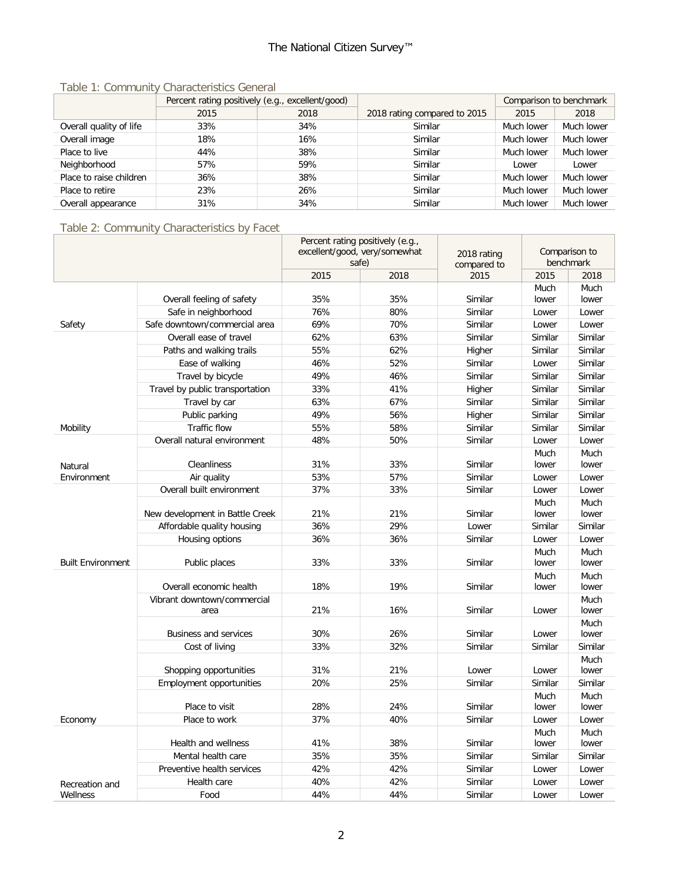### Table 1: Community Characteristics General

| | Percent rating positively (e.g., excellent/good) | | 2018 rating compared to 2015 | Comparison to benchmark | |
|---|---|---|---|---|---|
| | 2015 | 2018 | | 2015 | 2018 |
| Overall quality of life | 33% | 34% | Similar | Much lower | Much lower |
| Overall image | 18% | 16% | Similar | Much lower | Much lower |
| Place to live | 44% | 38% | Similar | Much lower | Much lower |
| Neighborhood | 57% | 59% | Similar | Lower | Lower |
| Place to raise children | 36% | 38% | Similar | Much lower | Much lower |
| Place to retire | 23% | 26% | Similar | Much lower | Much lower |
| Overall appearance | 31% | 34% | Similar | Much lower | Much lower |

### Table 2: Community Characteristics by Facet

| | | Percent rating positively (e.g., excellent/good, very/somewhat safe) | | 2018 rating compared to 2015 | Comparison to benchmark | |
|---|---|---|---|---|---|---|
| | | 2015 | 2018 | | 2015 | 2018 |
| Safety | Overall feeling of safety | 35% | 35% | Similar | Much lower | Much lower |
| | Safe in neighborhood | 76% | 80% | Similar | Lower | Lower |
| | Safe downtown/commercial area | 69% | 70% | Similar | Lower | Lower |
| Mobility | Overall ease of travel | 62% | 63% | Similar | Similar | Similar |
| | Paths and walking trails | 55% | 62% | Higher | Similar | Similar |
| | Ease of walking | 46% | 52% | Similar | Lower | Similar |
| | Travel by bicycle | 49% | 46% | Similar | Similar | Similar |
| | Travel by public transportation | 33% | 41% | Higher | Similar | Similar |
| | Travel by car | 63% | 67% | Similar | Similar | Similar |
| | Public parking | 49% | 56% | Higher | Similar | Similar |
| | Traffic flow | 55% | 58% | Similar | Similar | Similar |
| Natural Environment | Overall natural environment | 48% | 50% | Similar | Lower | Lower |
| | Cleanliness | 31% | 33% | Similar | Much lower | Much lower |
| | Air quality | 53% | 57% | Similar | Lower | Lower |
| Built Environment | Overall built environment | 37% | 33% | Similar | Lower | Lower |
| | New development in Battle Creek | 21% | 21% | Similar | Much lower | Much lower |
| | Affordable quality housing | 36% | 29% | Lower | Similar | Similar |
| | Housing options | 36% | 36% | Similar | Lower | Lower |
| | Public places | 33% | 33% | Similar | Much lower | Much lower |
| Economy | Overall economic health | 18% | 19% | Similar | Much lower | Much lower |
| | Vibrant downtown/commercial area | 21% | 16% | Similar | Lower | Much lower |
| | Business and services | 30% | 26% | Similar | Lower | Much lower |
| | Cost of living | 33% | 32% | Similar | Similar | Similar |
| | Shopping opportunities | 31% | 21% | Lower | Lower | Much lower |
| | Employment opportunities | 20% | 25% | Similar | Similar | Similar |
| | Place to visit | 28% | 24% | Similar | Much lower | Much lower |
| | Place to work | 37% | 40% | Similar | Lower | Lower |
| Recreation and Wellness | Health and wellness | 41% | 38% | Similar | Much lower | Much lower |
| | Mental health care | 35% | 35% | Similar | Similar | Similar |
| | Preventive health services | 42% | 42% | Similar | Lower | Lower |
| | Health care | 40% | 42% | Similar | Lower | Lower |
| | Food | 44% | 44% | Similar | Lower | Lower |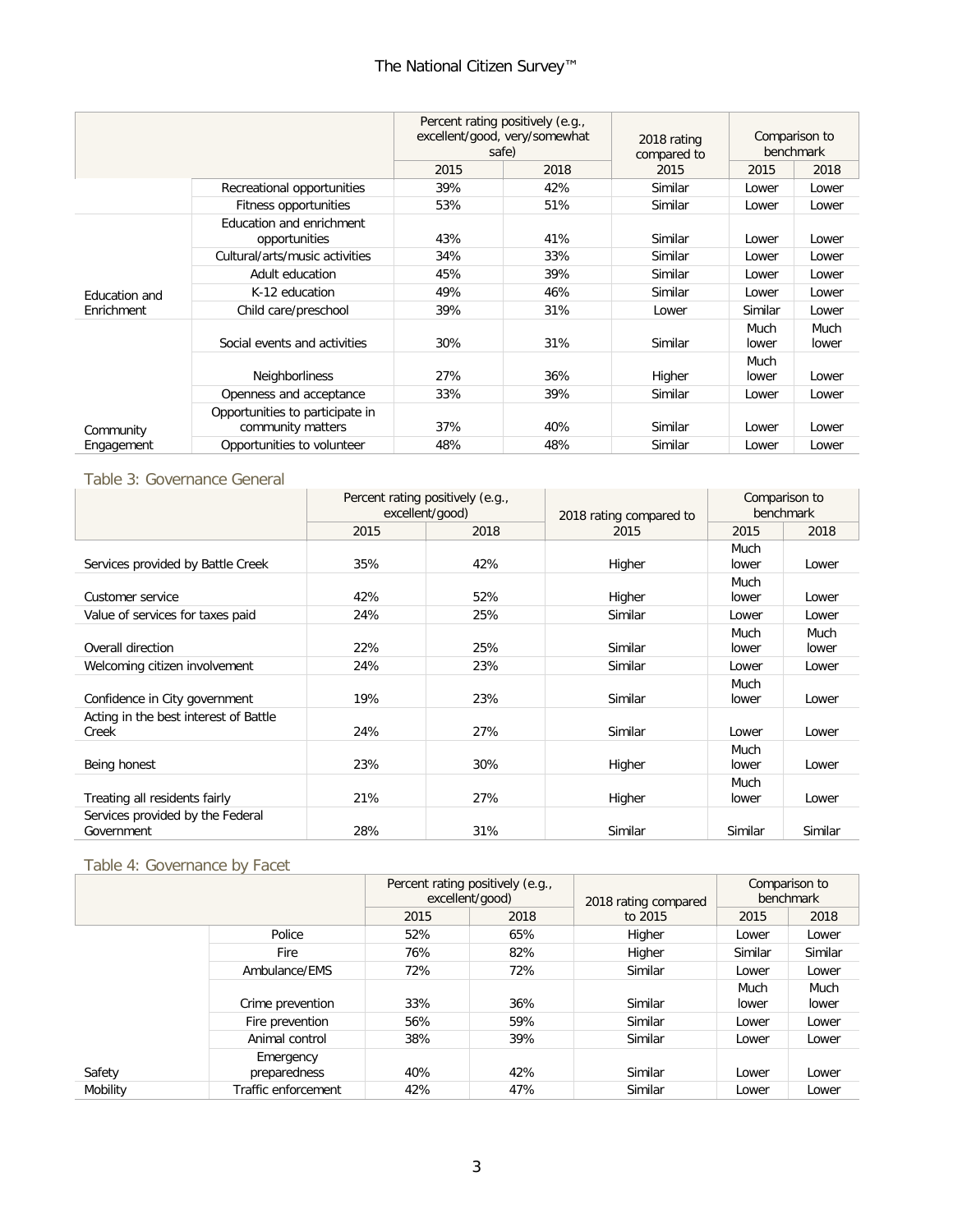| | | Percent rating positively (e.g., excellent/good, very/somewhat safe) | | 2018 rating compared to | Comparison to benchmark | |
|---|---|---|---|---|---|---|
| | | 2015 | 2018 | 2015 | 2015 | 2018 |
| | Recreational opportunities | 39% | 42% | Similar | Lower | Lower |
| | Fitness opportunities | 53% | 51% | Similar | Lower | Lower |
| Education and Enrichment | Education and enrichment opportunities | 43% | 41% | Similar | Lower | Lower |
| | Cultural/arts/music activities | 34% | 33% | Similar | Lower | Lower |
| | Adult education | 45% | 39% | Similar | Lower | Lower |
| | K-12 education | 49% | 46% | Similar | Lower | Lower |
| | Child care/preschool | 39% | 31% | Lower | Similar | Lower |
| Community Engagement | Social events and activities | 30% | 31% | Similar | Much lower | Much lower |
| | Neighborliness | 27% | 36% | Higher | Much lower | Lower |
| | Openness and acceptance | 33% | 39% | Similar | Lower | Lower |
| | Opportunities to participate in community matters | 37% | 40% | Similar | Lower | Lower |
| | Opportunities to volunteer | 48% | 48% | Similar | Lower | Lower |

## Table 3: Governance General

| | Percent rating positively (e.g., excellent/good) | | 2018 rating compared to | Comparison to benchmark | |
|---|---|---|---|---|---|
| | 2015 | 2018 | 2015 | 2015 | 2018 |
| Services provided by Battle Creek | 35% | 42% | Higher | Much lower | Lower |
| Customer service | 42% | 52% | Higher | Much lower | Lower |
| Value of services for taxes paid | 24% | 25% | Similar | Lower | Lower |
| Overall direction | 22% | 25% | Similar | Much lower | Much lower |
| Welcoming citizen involvement | 24% | 23% | Similar | Lower | Lower |
| Confidence in City government | 19% | 23% | Similar | Much lower | Lower |
| Acting in the best interest of Battle Creek | 24% | 27% | Similar | Lower | Lower |
| Being honest | 23% | 30% | Higher | Much lower | Lower |
| Treating all residents fairly | 21% | 27% | Higher | Much lower | Lower |
| Services provided by the Federal Government | 28% | 31% | Similar | Similar | Similar |

## Table 4: Governance by Facet

| | | Percent rating positively (e.g., excellent/good) | | 2018 rating compared to 2015 | Comparison to benchmark | |
|---|---|---|---|---|---|---|
| | | 2015 | 2018 | | 2015 | 2018 |
| Safety | Police | 52% | 65% | Higher | Lower | Lower |
| | Fire | 76% | 82% | Higher | Similar | Similar |
| | Ambulance/EMS | 72% | 72% | Similar | Lower | Lower |
| | Crime prevention | 33% | 36% | Similar | Much lower | Much lower |
| | Fire prevention | 56% | 59% | Similar | Lower | Lower |
| | Animal control | 38% | 39% | Similar | Lower | Lower |
| | Emergency preparedness | 40% | 42% | Similar | Lower | Lower |
| Mobility | Traffic enforcement | 42% | 47% | Similar | Lower | Lower |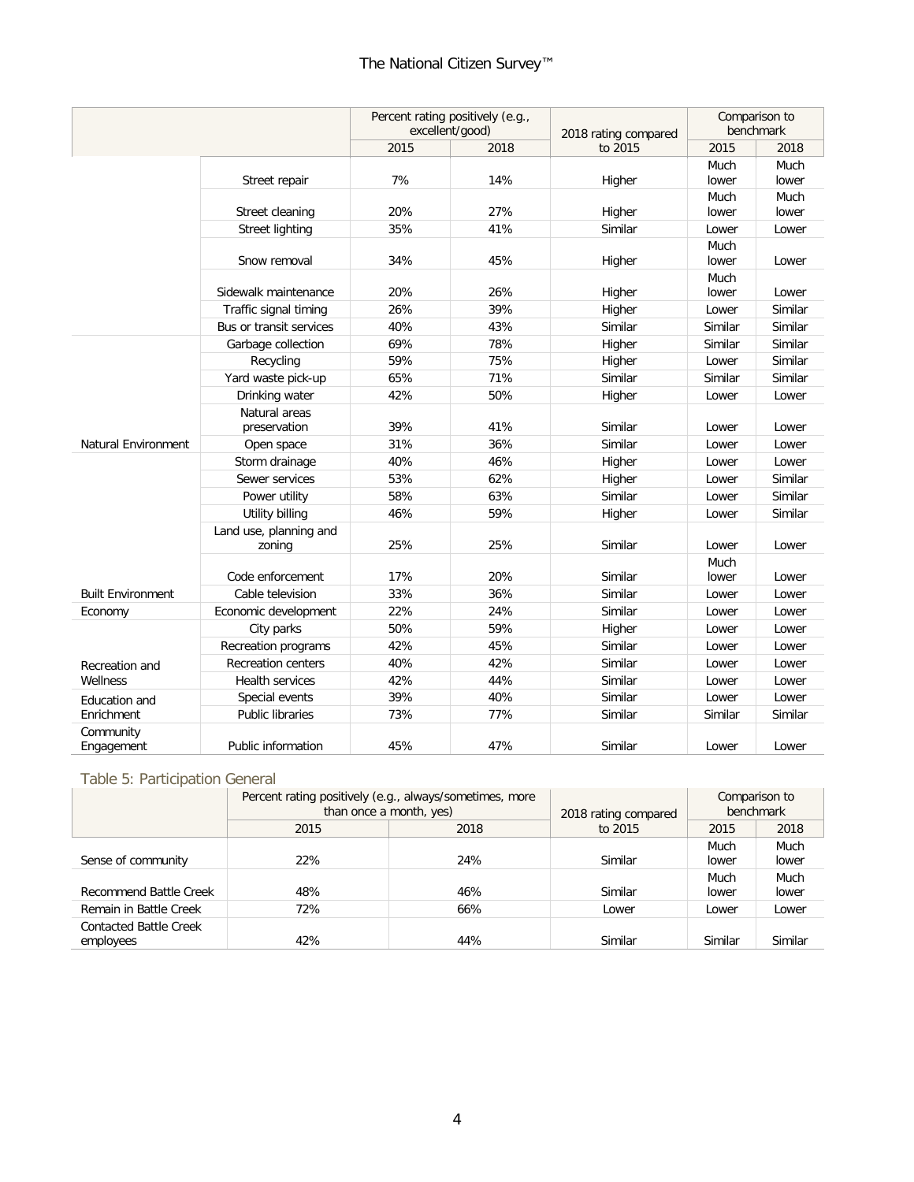| | | Percent rating positively (e.g., excellent/good) | | 2018 rating compared to 2015 | Comparison to benchmark | |
|---|---|---|---|---|---|---|
| | | 2015 | 2018 | | 2015 | 2018 |
| | Street repair | 7% | 14% | Higher | Much lower | Much lower |
| | Street cleaning | 20% | 27% | Higher | Much lower | Much lower |
| | Street lighting | 35% | 41% | Similar | Lower | Lower |
| | Snow removal | 34% | 45% | Higher | Much lower | Lower |
| | Sidewalk maintenance | 20% | 26% | Higher | Much lower | Lower |
| | Traffic signal timing | 26% | 39% | Higher | Lower | Similar |
| | Bus or transit services | 40% | 43% | Similar | Similar | Similar |
| Natural Environment | Garbage collection | 69% | 78% | Higher | Similar | Similar |
| | Recycling | 59% | 75% | Higher | Lower | Similar |
| | Yard waste pick-up | 65% | 71% | Similar | Similar | Similar |
| | Drinking water | 42% | 50% | Higher | Lower | Lower |
| | Natural areas preservation | 39% | 41% | Similar | Lower | Lower |
| | Open space | 31% | 36% | Similar | Lower | Lower |
| Built Environment | Storm drainage | 40% | 46% | Higher | Lower | Lower |
| | Sewer services | 53% | 62% | Higher | Lower | Similar |
| | Power utility | 58% | 63% | Similar | Lower | Similar |
| | Utility billing | 46% | 59% | Higher | Lower | Similar |
| | Land use, planning and zoning | 25% | 25% | Similar | Lower | Lower |
| | Code enforcement | 17% | 20% | Similar | Much lower | Lower |
| | Cable television | 33% | 36% | Similar | Lower | Lower |
| Economy | Economic development | 22% | 24% | Similar | Lower | Lower |
| Recreation and Wellness | City parks | 50% | 59% | Higher | Lower | Lower |
| | Recreation programs | 42% | 45% | Similar | Lower | Lower |
| | Recreation centers | 40% | 42% | Similar | Lower | Lower |
| | Health services | 42% | 44% | Similar | Lower | Lower |
| Education and Enrichment | Special events | 39% | 40% | Similar | Lower | Lower |
| | Public libraries | 73% | 77% | Similar | Similar | Similar |
| Community Engagement | Public information | 45% | 47% | Similar | Lower | Lower |

## Table 5: Participation General

| | Percent rating positively (e.g., always/sometimes, more than once a month, yes) | | 2018 rating compared to 2015 | Comparison to benchmark | |
|---|---|---|---|---|---|
| | 2015 | 2018 | | 2015 | 2018 |
| Sense of community | 22% | 24% | Similar | Much lower | Much lower |
| Recommend Battle Creek | 48% | 46% | Similar | Much lower | Much lower |
| Remain in Battle Creek | 72% | 66% | Lower | Lower | Lower |
| Contacted Battle Creek employees | 42% | 44% | Similar | Similar | Similar |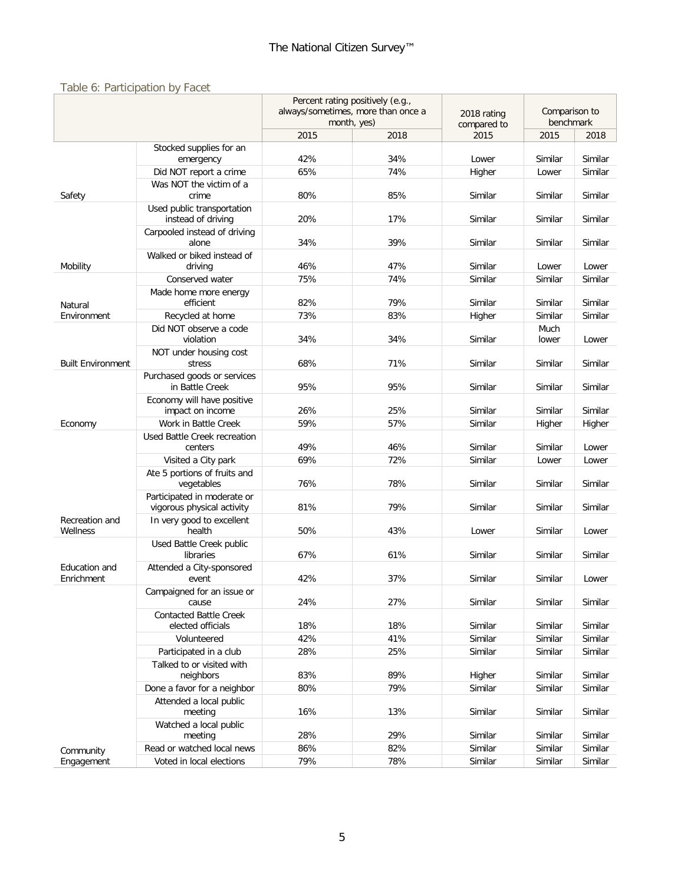Table 6: Participation by Facet

| | | Percent rating positively (e.g., always/sometimes, more than once a month, yes) | | 2018 rating compared to | Comparison to benchmark | |
|---|---|---|---|---|---|---|
| | | 2015 | 2018 | 2015 | 2015 | 2018 |
| Safety | Stocked supplies for an emergency | 42% | 34% | Lower | Similar | Similar |
| | Did NOT report a crime | 65% | 74% | Higher | Lower | Similar |
| | Was NOT the victim of a crime | 80% | 85% | Similar | Similar | Similar |
| Mobility | Used public transportation instead of driving | 20% | 17% | Similar | Similar | Similar |
| | Carpooled instead of driving alone | 34% | 39% | Similar | Similar | Similar |
| | Walked or biked instead of driving | 46% | 47% | Similar | Lower | Lower |
| Natural Environment | Conserved water | 75% | 74% | Similar | Similar | Similar |
| | Made home more energy efficient | 82% | 79% | Similar | Similar | Similar |
| | Recycled at home | 73% | 83% | Higher | Similar | Similar |
| Built Environment | Did NOT observe a code violation | 34% | 34% | Similar | Much lower | Lower |
| | NOT under housing cost stress | 68% | 71% | Similar | Similar | Similar |
| Economy | Purchased goods or services in Battle Creek | 95% | 95% | Similar | Similar | Similar |
| | Economy will have positive impact on income | 26% | 25% | Similar | Similar | Similar |
| | Work in Battle Creek | 59% | 57% | Similar | Higher | Higher |
| Recreation and Wellness | Used Battle Creek recreation centers | 49% | 46% | Similar | Similar | Lower |
| | Visited a City park | 69% | 72% | Similar | Lower | Lower |
| | Ate 5 portions of fruits and vegetables | 76% | 78% | Similar | Similar | Similar |
| | Participated in moderate or vigorous physical activity | 81% | 79% | Similar | Similar | Similar |
| | In very good to excellent health | 50% | 43% | Lower | Similar | Lower |
| Education and Enrichment | Used Battle Creek public libraries | 67% | 61% | Similar | Similar | Similar |
| | Attended a City-sponsored event | 42% | 37% | Similar | Similar | Lower |
| Community Engagement | Campaigned for an issue or cause | 24% | 27% | Similar | Similar | Similar |
| | Contacted Battle Creek elected officials | 18% | 18% | Similar | Similar | Similar |
| | Volunteered | 42% | 41% | Similar | Similar | Similar |
| | Participated in a club | 28% | 25% | Similar | Similar | Similar |
| | Talked to or visited with neighbors | 83% | 89% | Higher | Similar | Similar |
| | Done a favor for a neighbor | 80% | 79% | Similar | Similar | Similar |
| | Attended a local public meeting | 16% | 13% | Similar | Similar | Similar |
| | Watched a local public meeting | 28% | 29% | Similar | Similar | Similar |
| | Read or watched local news | 86% | 82% | Similar | Similar | Similar |
| | Voted in local elections | 79% | 78% | Similar | Similar | Similar |